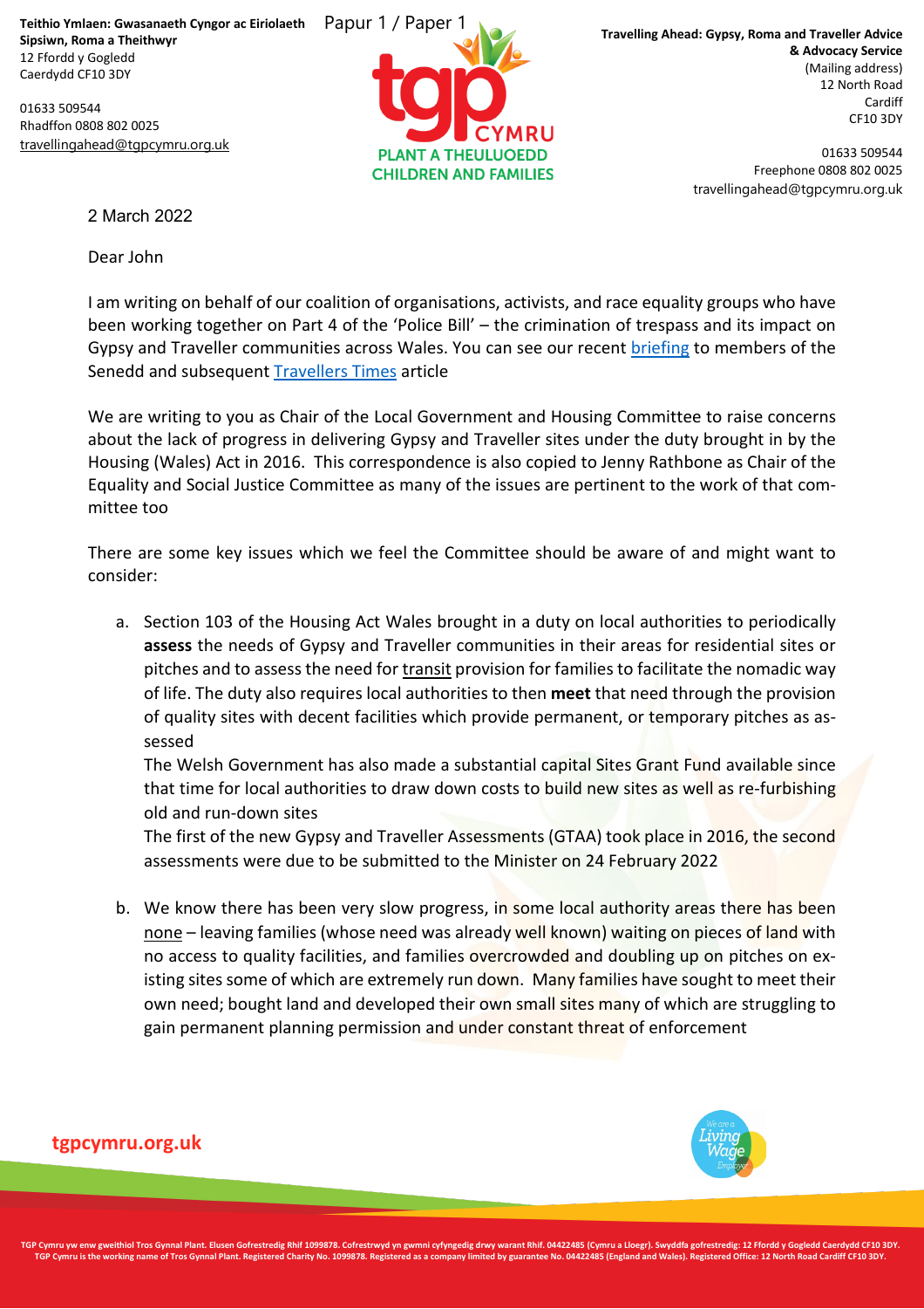Teithio Ymlaen: Gwasanaeth Cyngor ac Eiriolaeth Sipsiwn, Roma a Theithwyr
12 Ffordd y Gogledd
Caerdydd CF10 3DY

01633 509544
Rhadffon 0808 802 0025
travellingahead@tgpcymru.org.uk

Papur 1 / Paper 1

**Travelling Ahead: Gypsy, Roma and Traveller Advice & Advocacy Service**
(Mailing address)
12 North Road
Cardiff
CF10 3DY

01633 509544
Freephone 0808 802 0025
travellingahead@tgpcymru.org.uk

2 March 2022

Dear John

I am writing on behalf of our coalition of organisations, activists, and race equality groups who have been working together on Part 4 of the 'Police Bill' – the crimination of trespass and its impact on Gypsy and Traveller communities across Wales. You can see our recent briefing to members of the Senedd and subsequent Travellers Times article

We are writing to you as Chair of the Local Government and Housing Committee to raise concerns about the lack of progress in delivering Gypsy and Traveller sites under the duty brought in by the Housing (Wales) Act in 2016. This correspondence is also copied to Jenny Rathbone as Chair of the Equality and Social Justice Committee as many of the issues are pertinent to the work of that committee too

There are some key issues which we feel the Committee should be aware of and might want to consider:

a. Section 103 of the Housing Act Wales brought in a duty on local authorities to periodically **assess** the needs of Gypsy and Traveller communities in their areas for residential sites or pitches and to assess the need for transit provision for families to facilitate the nomadic way of life. The duty also requires local authorities to then **meet** that need through the provision of quality sites with decent facilities which provide permanent, or temporary pitches as assessed

   The Welsh Government has also made a substantial capital Sites Grant Fund available since that time for local authorities to draw down costs to build new sites as well as re-furbishing old and run-down sites

   The first of the new Gypsy and Traveller Assessments (GTAA) took place in 2016, the second assessments were due to be submitted to the Minister on 24 February 2022

b. We know there has been very slow progress, in some local authority areas there has been none – leaving families (whose need was already well known) waiting on pieces of land with no access to quality facilities, and families overcrowded and doubling up on pitches on existing sites some of which are extremely run down. Many families have sought to meet their own need; bought land and developed their own small sites many of which are struggling to gain permanent planning permission and under constant threat of enforcement

tgpcymru.org.uk

TGP Cymru yw enw gweithiol Tros Gynnal Plant. Elusen Gofrestredig Rhif 1099878. Cofrestrwyd yn gwmni cyfyngedig drwy warant Rhif. 04422485 (Cymru a Lloegr). Swyddfa gofrestredig: 12 Ffordd y Gogledd Caerdydd CF10 3DY.
TGP Cymru is the working name of Tros Gynnal Plant. Registered Charity No. 1099878. Registered as a company limited by guarantee No. 04422485 (England and Wales). Registered Office: 12 North Road Cardiff CF10 3DY.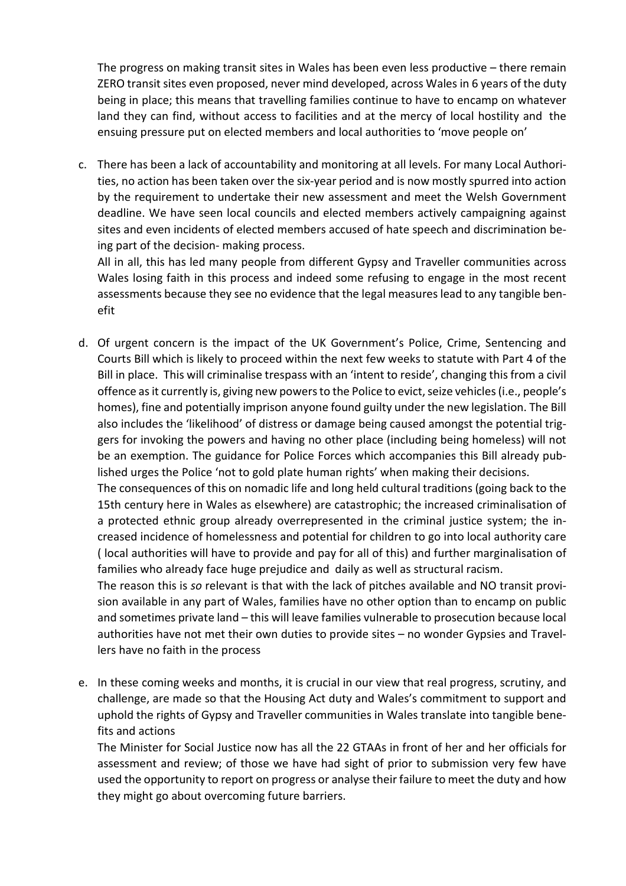The progress on making transit sites in Wales has been even less productive – there remain ZERO transit sites even proposed, never mind developed, across Wales in 6 years of the duty being in place; this means that travelling families continue to have to encamp on whatever land they can find, without access to facilities and at the mercy of local hostility and the ensuing pressure put on elected members and local authorities to 'move people on'

c. There has been a lack of accountability and monitoring at all levels. For many Local Authorities, no action has been taken over the six-year period and is now mostly spurred into action by the requirement to undertake their new assessment and meet the Welsh Government deadline. We have seen local councils and elected members actively campaigning against sites and even incidents of elected members accused of hate speech and discrimination being part of the decision- making process.

   All in all, this has led many people from different Gypsy and Traveller communities across Wales losing faith in this process and indeed some refusing to engage in the most recent assessments because they see no evidence that the legal measures lead to any tangible benefit

d. Of urgent concern is the impact of the UK Government's Police, Crime, Sentencing and Courts Bill which is likely to proceed within the next few weeks to statute with Part 4 of the Bill in place. This will criminalise trespass with an 'intent to reside', changing this from a civil offence as it currently is, giving new powers to the Police to evict, seize vehicles (i.e., people's homes), fine and potentially imprison anyone found guilty under the new legislation. The Bill also includes the 'likelihood' of distress or damage being caused amongst the potential triggers for invoking the powers and having no other place (including being homeless) will not be an exemption. The guidance for Police Forces which accompanies this Bill already published urges the Police 'not to gold plate human rights' when making their decisions.

   The consequences of this on nomadic life and long held cultural traditions (going back to the 15th century here in Wales as elsewhere) are catastrophic; the increased criminalisation of a protected ethnic group already overrepresented in the criminal justice system; the increased incidence of homelessness and potential for children to go into local authority care ( local authorities will have to provide and pay for all of this) and further marginalisation of families who already face huge prejudice and daily as well as structural racism.

   The reason this is *so* relevant is that with the lack of pitches available and NO transit provision available in any part of Wales, families have no other option than to encamp on public and sometimes private land – this will leave families vulnerable to prosecution because local authorities have not met their own duties to provide sites – no wonder Gypsies and Travellers have no faith in the process

e. In these coming weeks and months, it is crucial in our view that real progress, scrutiny, and challenge, are made so that the Housing Act duty and Wales's commitment to support and uphold the rights of Gypsy and Traveller communities in Wales translate into tangible benefits and actions

   The Minister for Social Justice now has all the 22 GTAAs in front of her and her officials for assessment and review; of those we have had sight of prior to submission very few have used the opportunity to report on progress or analyse their failure to meet the duty and how they might go about overcoming future barriers.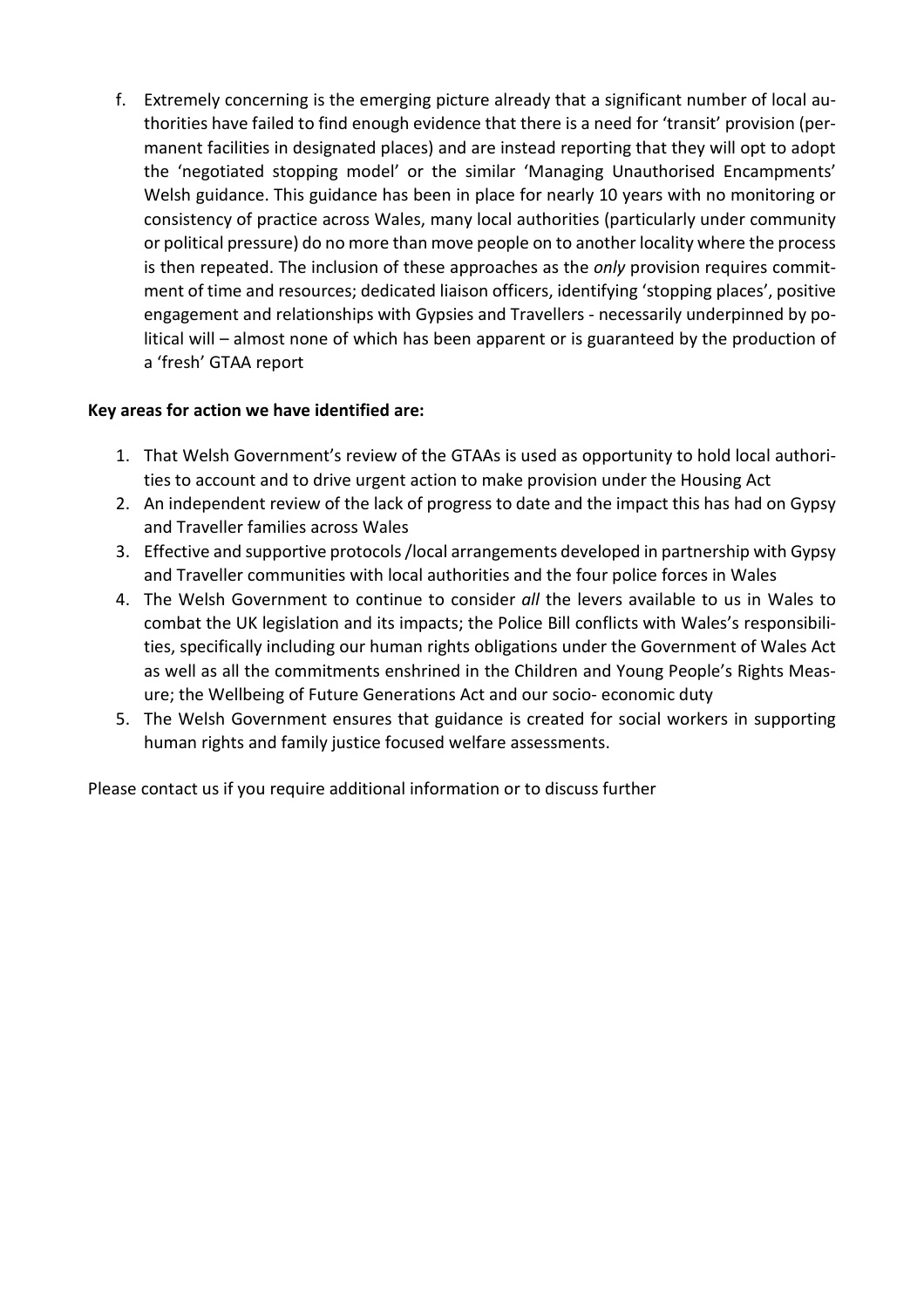f. Extremely concerning is the emerging picture already that a significant number of local authorities have failed to find enough evidence that there is a need for 'transit' provision (permanent facilities in designated places) and are instead reporting that they will opt to adopt the 'negotiated stopping model' or the similar 'Managing Unauthorised Encampments' Welsh guidance. This guidance has been in place for nearly 10 years with no monitoring or consistency of practice across Wales, many local authorities (particularly under community or political pressure) do no more than move people on to another locality where the process is then repeated. The inclusion of these approaches as the *only* provision requires commitment of time and resources; dedicated liaison officers, identifying 'stopping places', positive engagement and relationships with Gypsies and Travellers - necessarily underpinned by political will – almost none of which has been apparent or is guaranteed by the production of a 'fresh' GTAA report

**Key areas for action we have identified are:**

1. That Welsh Government's review of the GTAAs is used as opportunity to hold local authorities to account and to drive urgent action to make provision under the Housing Act
2. An independent review of the lack of progress to date and the impact this has had on Gypsy and Traveller families across Wales
3. Effective and supportive protocols /local arrangements developed in partnership with Gypsy and Traveller communities with local authorities and the four police forces in Wales
4. The Welsh Government to continue to consider *all* the levers available to us in Wales to combat the UK legislation and its impacts; the Police Bill conflicts with Wales's responsibilities, specifically including our human rights obligations under the Government of Wales Act as well as all the commitments enshrined in the Children and Young People's Rights Measure; the Wellbeing of Future Generations Act and our socio- economic duty
5. The Welsh Government ensures that guidance is created for social workers in supporting human rights and family justice focused welfare assessments.

Please contact us if you require additional information or to discuss further